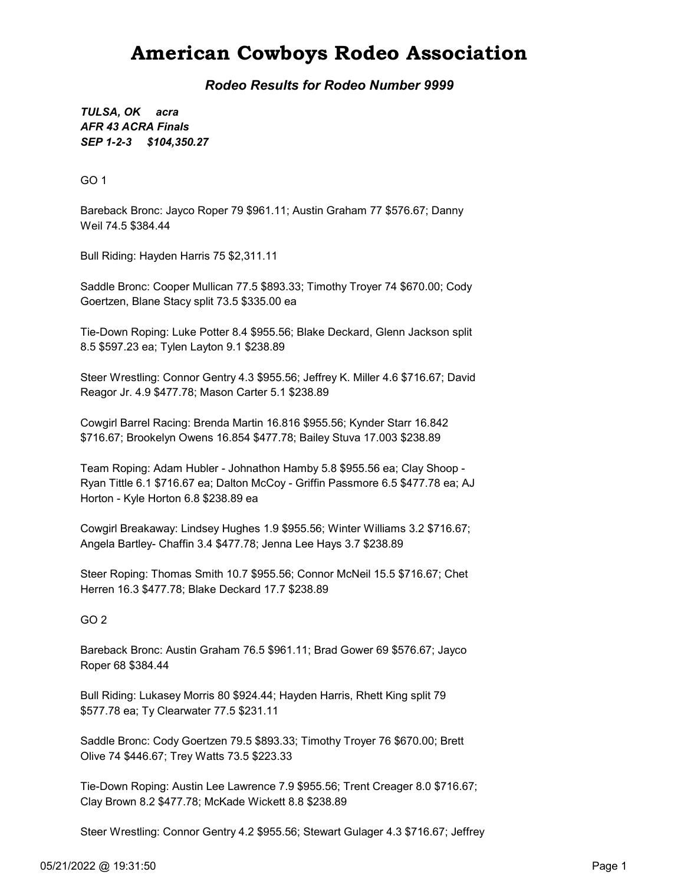# American Cowboys Rodeo Association

***Rodeo Results for Rodeo Number 9999***

***TULSA, OK acra***
***AFR 43 ACRA Finals***
***SEP 1-2-3 $104,350.27***

GO 1

Bareback Bronc: Jayco Roper 79 $961.11; Austin Graham 77 $576.67; Danny Weil 74.5 $384.44

Bull Riding: Hayden Harris 75 $2,311.11

Saddle Bronc: Cooper Mullican 77.5 $893.33; Timothy Troyer 74 $670.00; Cody Goertzen, Blane Stacy split 73.5 $335.00 ea

Tie-Down Roping: Luke Potter 8.4 $955.56; Blake Deckard, Glenn Jackson split 8.5 $597.23 ea; Tylen Layton 9.1 $238.89

Steer Wrestling: Connor Gentry 4.3 $955.56; Jeffrey K. Miller 4.6 $716.67; David Reagor Jr. 4.9 $477.78; Mason Carter 5.1 $238.89

Cowgirl Barrel Racing: Brenda Martin 16.816 $955.56; Kynder Starr 16.842 $716.67; Brookelyn Owens 16.854 $477.78; Bailey Stuva 17.003 $238.89

Team Roping: Adam Hubler - Johnathon Hamby 5.8 $955.56 ea; Clay Shoop - Ryan Tittle 6.1 $716.67 ea; Dalton McCoy - Griffin Passmore 6.5 $477.78 ea; AJ Horton - Kyle Horton 6.8 $238.89 ea

Cowgirl Breakaway: Lindsey Hughes 1.9 $955.56; Winter Williams 3.2 $716.67; Angela Bartley- Chaffin 3.4 $477.78; Jenna Lee Hays 3.7 $238.89

Steer Roping: Thomas Smith 10.7 $955.56; Connor McNeil 15.5 $716.67; Chet Herren 16.3 $477.78; Blake Deckard 17.7 $238.89

GO 2

Bareback Bronc: Austin Graham 76.5 $961.11; Brad Gower 69 $576.67; Jayco Roper 68 $384.44

Bull Riding: Lukasey Morris 80 $924.44; Hayden Harris, Rhett King split 79 $577.78 ea; Ty Clearwater 77.5 $231.11

Saddle Bronc: Cody Goertzen 79.5 $893.33; Timothy Troyer 76 $670.00; Brett Olive 74 $446.67; Trey Watts 73.5 $223.33

Tie-Down Roping: Austin Lee Lawrence 7.9 $955.56; Trent Creager 8.0 $716.67; Clay Brown 8.2 $477.78; McKade Wickett 8.8 $238.89

Steer Wrestling: Connor Gentry 4.2 $955.56; Stewart Gulager 4.3 $716.67; Jeffrey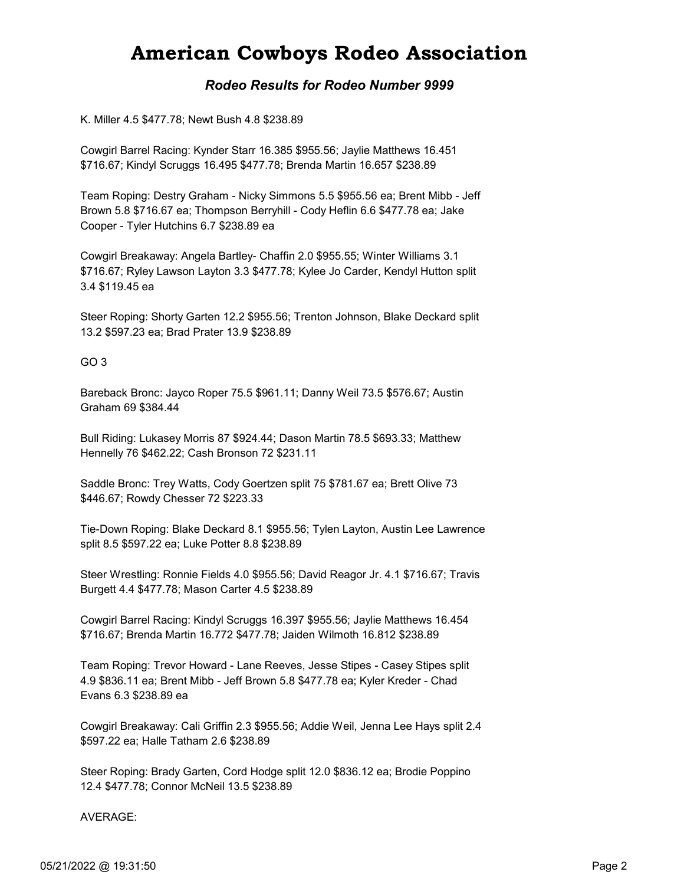K. Miller 4.5 $477.78; Newt Bush 4.8 $238.89

Cowgirl Barrel Racing: Kynder Starr 16.385 $955.56; Jaylie Matthews 16.451 $716.67; Kindyl Scruggs 16.495 $477.78; Brenda Martin 16.657 $238.89

Team Roping: Destry Graham - Nicky Simmons 5.5 $955.56 ea; Brent Mibb - Jeff Brown 5.8 $716.67 ea; Thompson Berryhill - Cody Heflin 6.6 $477.78 ea; Jake Cooper - Tyler Hutchins 6.7 $238.89 ea

Cowgirl Breakaway: Angela Bartley- Chaffin 2.0 $955.55; Winter Williams 3.1 $716.67; Ryley Lawson Layton 3.3 $477.78; Kylee Jo Carder, Kendyl Hutton split 3.4 $119.45 ea

Steer Roping: Shorty Garten 12.2 $955.56; Trenton Johnson, Blake Deckard split 13.2 $597.23 ea; Brad Prater 13.9 $238.89

GO 3

Bareback Bronc: Jayco Roper 75.5 $961.11; Danny Weil 73.5 $576.67; Austin Graham 69 $384.44

Bull Riding: Lukasey Morris 87 $924.44; Dason Martin 78.5 $693.33; Matthew Hennelly 76 $462.22; Cash Bronson 72 $231.11

Saddle Bronc: Trey Watts, Cody Goertzen split 75 $781.67 ea; Brett Olive 73 $446.67; Rowdy Chesser 72 $223.33

Tie-Down Roping: Blake Deckard 8.1 $955.56; Tylen Layton, Austin Lee Lawrence split 8.5 $597.22 ea; Luke Potter 8.8 $238.89

Steer Wrestling: Ronnie Fields 4.0 $955.56; David Reagor Jr. 4.1 $716.67; Travis Burgett 4.4 $477.78; Mason Carter 4.5 $238.89

Cowgirl Barrel Racing: Kindyl Scruggs 16.397 $955.56; Jaylie Matthews 16.454 $716.67; Brenda Martin 16.772 $477.78; Jaiden Wilmoth 16.812 $238.89

Team Roping: Trevor Howard - Lane Reeves, Jesse Stipes - Casey Stipes split 4.9 $836.11 ea; Brent Mibb - Jeff Brown 5.8 $477.78 ea; Kyler Kreder - Chad Evans 6.3 $238.89 ea

Cowgirl Breakaway: Cali Griffin 2.3 $955.56; Addie Weil, Jenna Lee Hays split 2.4 $597.22 ea; Halle Tatham 2.6 $238.89

Steer Roping: Brady Garten, Cord Hodge split 12.0 $836.12 ea; Brodie Poppino 12.4 $477.78; Connor McNeil 13.5 $238.89

AVERAGE: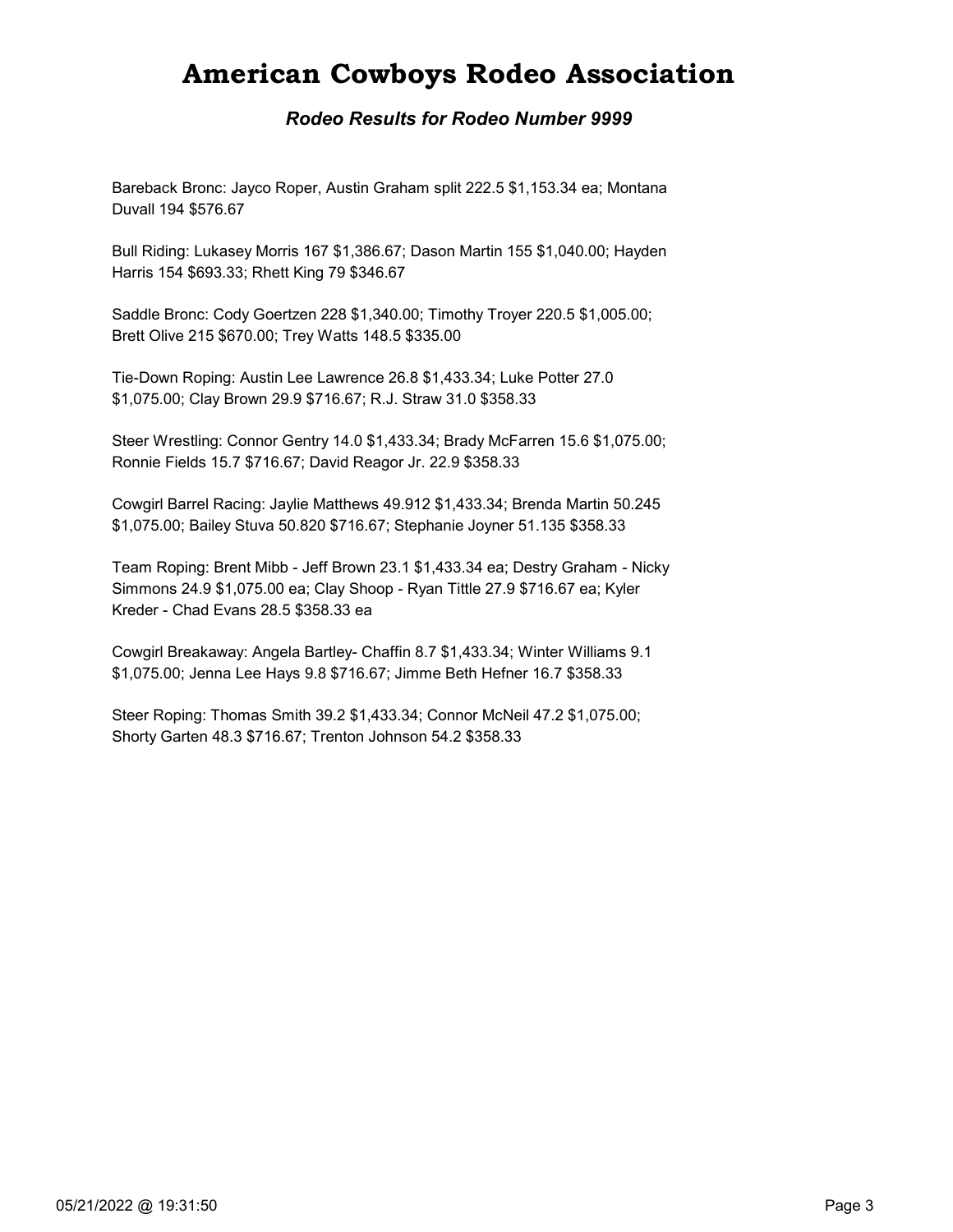# American Cowboys Rodeo Association

***Rodeo Results for Rodeo Number 9999***

Bareback Bronc: Jayco Roper, Austin Graham split 222.5 $1,153.34 ea; Montana Duvall 194 $576.67

Bull Riding: Lukasey Morris 167 $1,386.67; Dason Martin 155 $1,040.00; Hayden Harris 154 $693.33; Rhett King 79 $346.67

Saddle Bronc: Cody Goertzen 228 $1,340.00; Timothy Troyer 220.5 $1,005.00; Brett Olive 215 $670.00; Trey Watts 148.5 $335.00

Tie-Down Roping: Austin Lee Lawrence 26.8 $1,433.34; Luke Potter 27.0 $1,075.00; Clay Brown 29.9 $716.67; R.J. Straw 31.0 $358.33

Steer Wrestling: Connor Gentry 14.0 $1,433.34; Brady McFarren 15.6 $1,075.00; Ronnie Fields 15.7 $716.67; David Reagor Jr. 22.9 $358.33

Cowgirl Barrel Racing: Jaylie Matthews 49.912 $1,433.34; Brenda Martin 50.245 $1,075.00; Bailey Stuva 50.820 $716.67; Stephanie Joyner 51.135 $358.33

Team Roping: Brent Mibb - Jeff Brown 23.1 $1,433.34 ea; Destry Graham - Nicky Simmons 24.9 $1,075.00 ea; Clay Shoop - Ryan Tittle 27.9 $716.67 ea; Kyler Kreder - Chad Evans 28.5 $358.33 ea

Cowgirl Breakaway: Angela Bartley- Chaffin 8.7 $1,433.34; Winter Williams 9.1 $1,075.00; Jenna Lee Hays 9.8 $716.67; Jimme Beth Hefner 16.7 $358.33

Steer Roping: Thomas Smith 39.2 $1,433.34; Connor McNeil 47.2 $1,075.00; Shorty Garten 48.3 $716.67; Trenton Johnson 54.2 $358.33

05/21/2022 @ 19:31:50